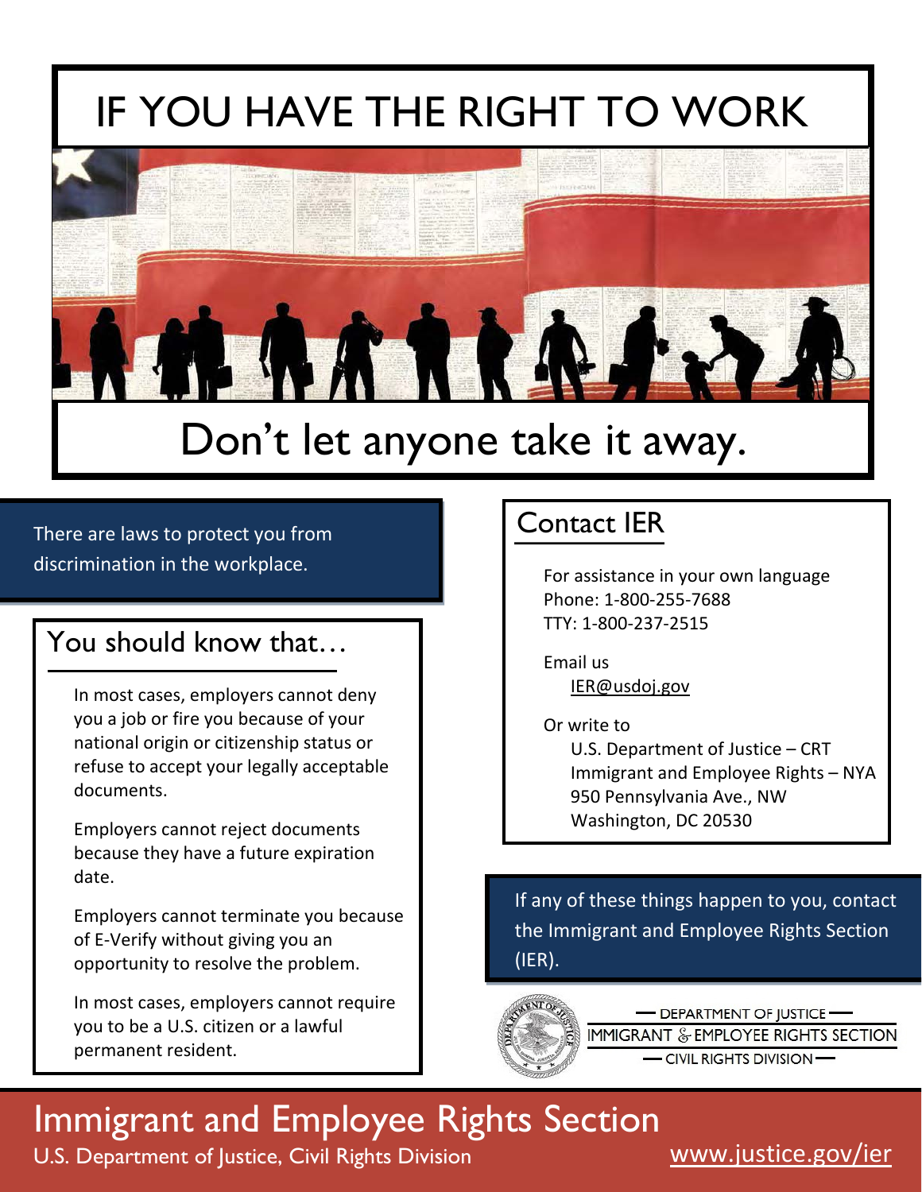# IF YOU HAVE THE RIGHT TO WORK

## Don't let anyone take it away.

There are laws to protect you from discrimination in the workplace.

## You should know that…

In most cases, employers cannot deny you a job or fire you because of your national origin or citizenship status or refuse to accept your legally acceptable documents.

Employers cannot reject documents because they have a future expiration date.

Employers cannot terminate you because of E-Verify without giving you an opportunity to resolve the problem.

In most cases, employers cannot require you to be a U.S. citizen or a lawful permanent resident.

## Contact IER

For assistance in your own language
Phone: 1-800-255-7688
TTY: 1-800-237-2515

Email us
IER@usdoj.gov

Or write to
U.S. Department of Justice – CRT
Immigrant and Employee Rights – NYA
950 Pennsylvania Ave., NW
Washington, DC 20530

If any of these things happen to you, contact the Immigrant and Employee Rights Section (IER).

DEPARTMENT OF JUSTICE
IMMIGRANT & EMPLOYEE RIGHTS SECTION
CIVIL RIGHTS DIVISION

# Immigrant and Employee Rights Section

U.S. Department of Justice, Civil Rights Division

www.justice.gov/ier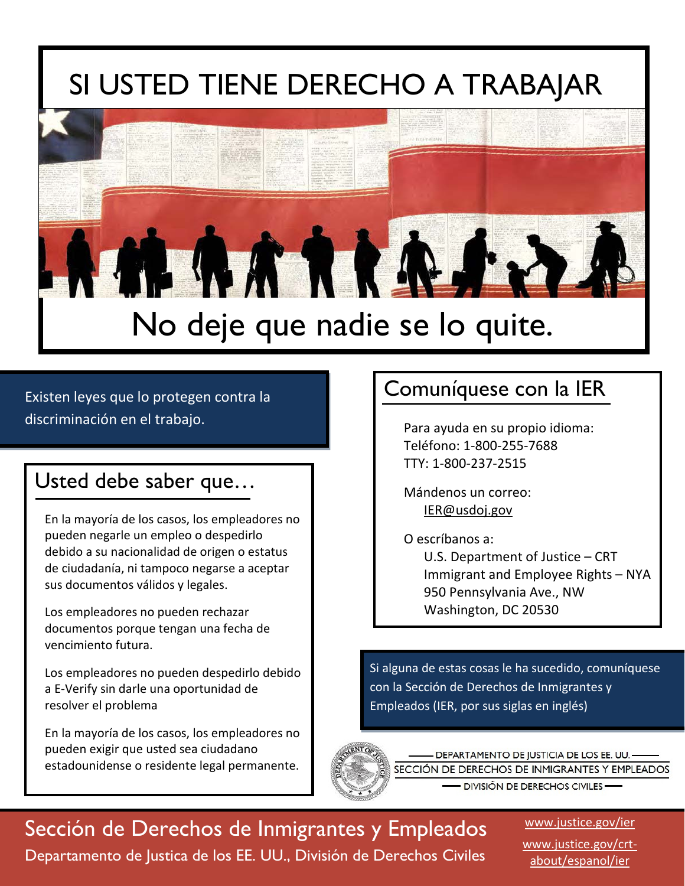# SI USTED TIENE DERECHO A TRABAJAR

## No deje que nadie se lo quite.

Existen leyes que lo protegen contra la discriminación en el trabajo.

## Usted debe saber que…

En la mayoría de los casos, los empleadores no pueden negarle un empleo o despedirlo debido a su nacionalidad de origen o estatus de ciudadanía, ni tampoco negarse a aceptar sus documentos válidos y legales.

Los empleadores no pueden rechazar documentos porque tengan una fecha de vencimiento futura.

Los empleadores no pueden despedirlo debido a E-Verify sin darle una oportunidad de resolver el problema

En la mayoría de los casos, los empleadores no pueden exigir que usted sea ciudadano estadounidense o residente legal permanente.

## Comuníquese con la IER

Para ayuda en su propio idioma:
Teléfono: 1-800-255-7688
TTY: 1-800-237-2515

Mándenos un correo:
IER@usdoj.gov

O escríbanos a:
U.S. Department of Justice – CRT
Immigrant and Employee Rights – NYA
950 Pennsylvania Ave., NW
Washington, DC 20530

Si alguna de estas cosas le ha sucedido, comuníquese con la Sección de Derechos de Inmigrantes y Empleados (IER, por sus siglas en inglés)

DEPARTAMENTO DE JUSTICIA DE LOS EE. UU.
SECCIÓN DE DERECHOS DE INMIGRANTES Y EMPLEADOS
DIVISIÓN DE DERECHOS CIVILES

**Sección de Derechos de Inmigrantes y Empleados**
Departamento de Justica de los EE. UU., División de Derechos Civiles

www.justice.gov/ier
www.justice.gov/crt-about/espanol/ier